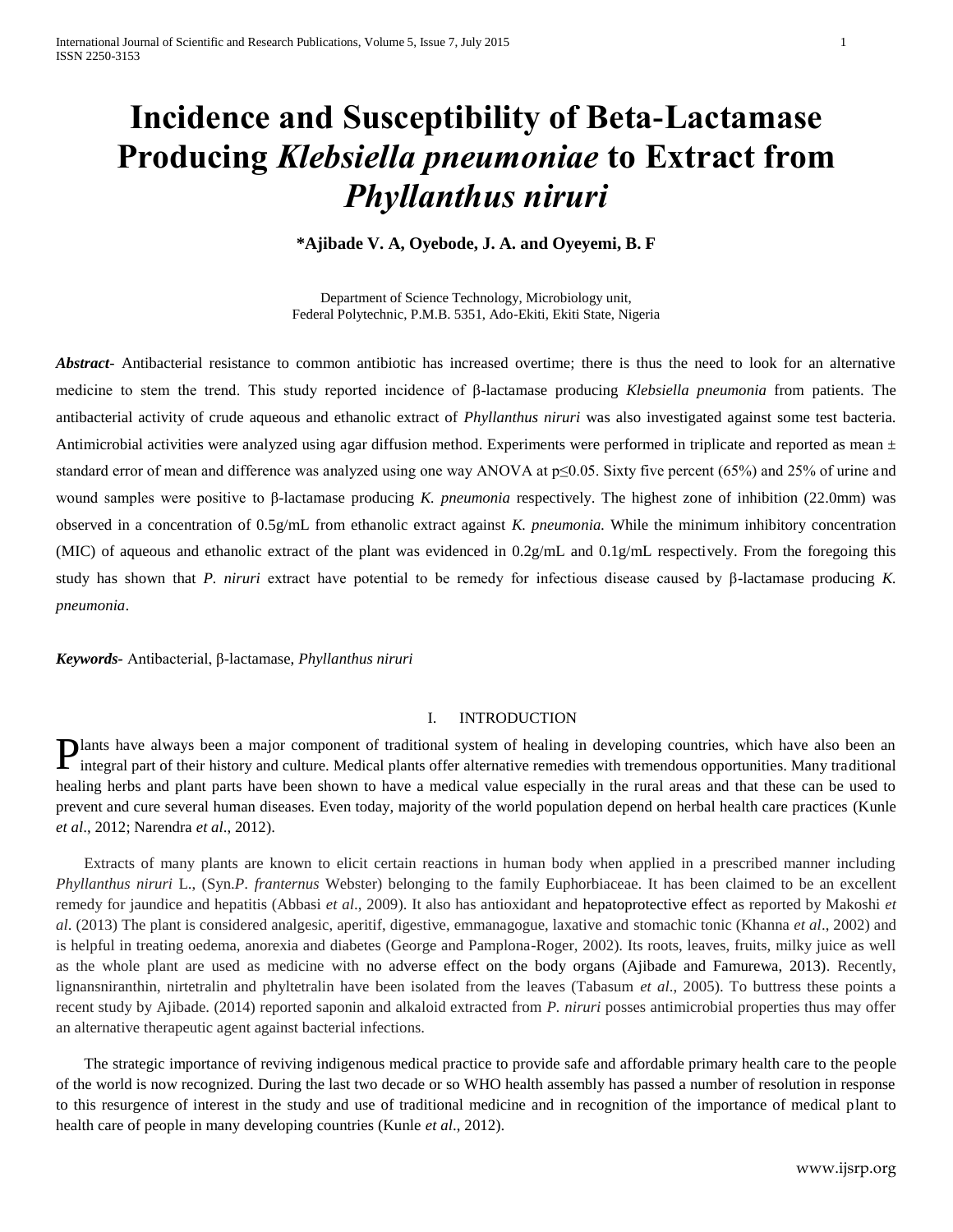# Incidence and Susceptibility of Beta-Lactamase Producing *Klebsiella pneumoniae* to Extract from *Phyllanthus niruri*

**\*Ajibade V. A, Oyebode, J. A. and Oyeyemi, B. F**

Department of Science Technology, Microbiology unit,
Federal Polytechnic, P.M.B. 5351, Ado-Ekiti, Ekiti State, Nigeria

***Abstract***- Antibacterial resistance to common antibiotic has increased overtime; there is thus the need to look for an alternative medicine to stem the trend. This study reported incidence of β-lactamase producing *Klebsiella pneumonia* from patients. The antibacterial activity of crude aqueous and ethanolic extract of *Phyllanthus niruri* was also investigated against some test bacteria. Antimicrobial activities were analyzed using agar diffusion method. Experiments were performed in triplicate and reported as mean ± standard error of mean and difference was analyzed using one way ANOVA at $p \leq 0.05$. Sixty five percent (65%) and 25% of urine and wound samples were positive to β-lactamase producing *K. pneumonia* respectively. The highest zone of inhibition (22.0mm) was observed in a concentration of 0.5g/mL from ethanolic extract against *K. pneumonia.* While the minimum inhibitory concentration (MIC) of aqueous and ethanolic extract of the plant was evidenced in 0.2g/mL and 0.1g/mL respectively. From the foregoing this study has shown that *P. niruri* extract have potential to be remedy for infectious disease caused by β-lactamase producing *K. pneumonia*.

***Keywords***- Antibacterial, β-lactamase, *Phyllanthus niruri*

## I. INTRODUCTION

Plants have always been a major component of traditional system of healing in developing countries, which have also been an integral part of their history and culture. Medical plants offer alternative remedies with tremendous opportunities. Many traditional healing herbs and plant parts have been shown to have a medical value especially in the rural areas and that these can be used to prevent and cure several human diseases. Even today, majority of the world population depend on herbal health care practices (Kunle *et al*., 2012; Narendra *et al*., 2012).

Extracts of many plants are known to elicit certain reactions in human body when applied in a prescribed manner including *Phyllanthus niruri* L., (Syn.*P. franternus* Webster) belonging to the family Euphorbiaceae. It has been claimed to be an excellent remedy for jaundice and hepatitis (Abbasi *et al*., 2009). It also has antioxidant and hepatoprotective effect as reported by Makoshi *et al*. (2013) The plant is considered analgesic, aperitif, digestive, emmanagogue, laxative and stomachic tonic (Khanna *et al*., 2002) and is helpful in treating oedema, anorexia and diabetes (George and Pamplona-Roger, 2002). Its roots, leaves, fruits, milky juice as well as the whole plant are used as medicine with no adverse effect on the body organs (Ajibade and Famurewa, 2013). Recently, lignansniranthin, nirtetralin and phyltetralin have been isolated from the leaves (Tabasum *et al*., 2005). To buttress these points a recent study by Ajibade. (2014) reported saponin and alkaloid extracted from *P. niruri* posses antimicrobial properties thus may offer an alternative therapeutic agent against bacterial infections.

The strategic importance of reviving indigenous medical practice to provide safe and affordable primary health care to the people of the world is now recognized. During the last two decade or so WHO health assembly has passed a number of resolution in response to this resurgence of interest in the study and use of traditional medicine and in recognition of the importance of medical plant to health care of people in many developing countries (Kunle *et al*., 2012).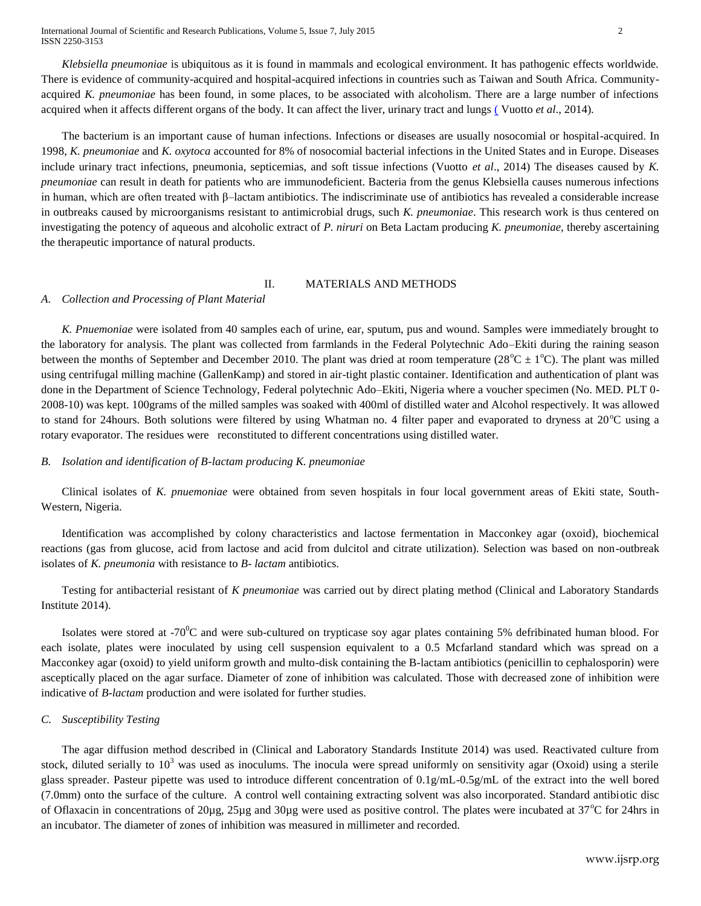*Klebsiella pneumoniae* is ubiquitous as it is found in mammals and ecological environment. It has pathogenic effects worldwide. There is evidence of community-acquired and hospital-acquired infections in countries such as Taiwan and South Africa. Community-acquired *K. pneumoniae* has been found, in some places, to be associated with alcoholism. There are a large number of infections acquired when it affects different organs of the body. It can affect the liver, urinary tract and lungs ( Vuotto *et al*., 2014).

The bacterium is an important cause of human infections. Infections or diseases are usually nosocomial or hospital-acquired. In 1998, *K. pneumoniae* and *K. oxytoca* accounted for 8% of nosocomial bacterial infections in the United States and in Europe. Diseases include urinary tract infections, pneumonia, septicemias, and soft tissue infections (Vuotto *et al*., 2014) The diseases caused by *K. pneumoniae* can result in death for patients who are immunodeficient. Bacteria from the genus Klebsiella causes numerous infections in human, which are often treated with β–lactam antibiotics. The indiscriminate use of antibiotics has revealed a considerable increase in outbreaks caused by microorganisms resistant to antimicrobial drugs, such *K. pneumoniae*. This research work is thus centered on investigating the potency of aqueous and alcoholic extract of *P. niruri* on Beta Lactam producing *K. pneumoniae*, thereby ascertaining the therapeutic importance of natural products.

## II. MATERIALS AND METHODS

### *A. Collection and Processing of Plant Material*

*K. Pnuemoniae* were isolated from 40 samples each of urine, ear, sputum, pus and wound. Samples were immediately brought to the laboratory for analysis. The plant was collected from farmlands in the Federal Polytechnic Ado–Ekiti during the raining season between the months of September and December 2010. The plant was dried at room temperature ($28^oC \pm 1^oC$). The plant was milled using centrifugal milling machine (GallenKamp) and stored in air-tight plastic container. Identification and authentication of plant was done in the Department of Science Technology, Federal polytechnic Ado–Ekiti, Nigeria where a voucher specimen (No. MED. PLT 0-2008-10) was kept. 100grams of the milled samples was soaked with 400ml of distilled water and Alcohol respectively. It was allowed to stand for 24hours. Both solutions were filtered by using Whatman no. 4 filter paper and evaporated to dryness at $20^oC$ using a rotary evaporator. The residues were reconstituted to different concentrations using distilled water.

### *B. Isolation and identification of B-lactam producing K. pneumoniae*

Clinical isolates of *K. pnuemoniae* were obtained from seven hospitals in four local government areas of Ekiti state, South-Western, Nigeria.

Identification was accomplished by colony characteristics and lactose fermentation in Macconkey agar (oxoid), biochemical reactions (gas from glucose, acid from lactose and acid from dulcitol and citrate utilization). Selection was based on non-outbreak isolates of *K. pneumonia* with resistance to *B- lactam* antibiotics.

Testing for antibacterial resistant of *K pneumoniae* was carried out by direct plating method (Clinical and Laboratory Standards Institute 2014).

Isolates were stored at $-70^0C$ and were sub-cultured on trypticase soy agar plates containing 5% defribinated human blood. For each isolate, plates were inoculated by using cell suspension equivalent to a 0.5 Mcfarland standard which was spread on a Macconkey agar (oxoid) to yield uniform growth and multo-disk containing the B-lactam antibiotics (penicillin to cephalosporin) were asceptically placed on the agar surface. Diameter of zone of inhibition was calculated. Those with decreased zone of inhibition were indicative of *B-lactam* production and were isolated for further studies.

### *C. Susceptibility Testing*

The agar diffusion method described in (Clinical and Laboratory Standards Institute 2014) was used. Reactivated culture from stock, diluted serially to $10^3$ was used as inoculums. The inocula were spread uniformly on sensitivity agar (Oxoid) using a sterile glass spreader. Pasteur pipette was used to introduce different concentration of 0.1g/mL-0.5g/mL of the extract into the well bored (7.0mm) onto the surface of the culture. A control well containing extracting solvent was also incorporated. Standard antibiotic disc of Oflaxacin in concentrations of 20µg, 25µg and 30µg were used as positive control. The plates were incubated at $37^oC$ for 24hrs in an incubator. The diameter of zones of inhibition was measured in millimeter and recorded.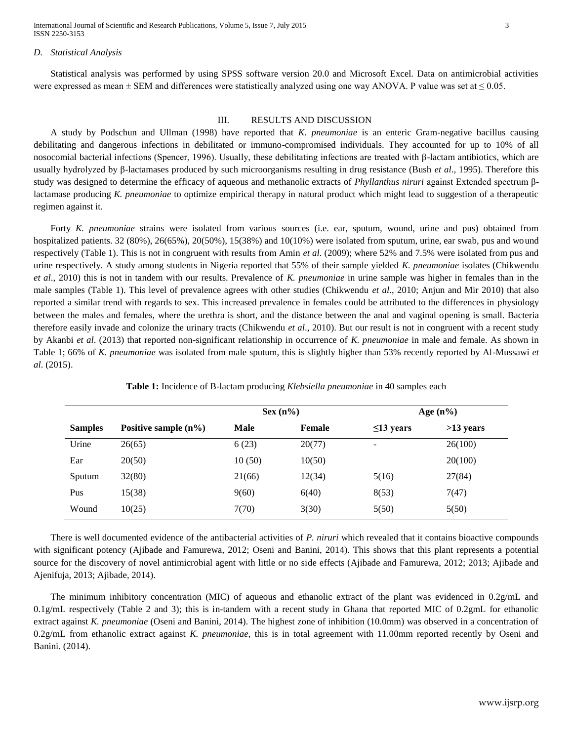### D. *Statistical Analysis*

Statistical analysis was performed by using SPSS software version 20.0 and Microsoft Excel. Data on antimicrobial activities were expressed as mean ± SEM and differences were statistically analyzed using one way ANOVA. P value was set at ≤ 0.05.

## III. RESULTS AND DISCUSSION

A study by Podschun and Ullman (1998) have reported that *K. pneumoniae* is an enteric Gram-negative bacillus causing debilitating and dangerous infections in debilitated or immuno-compromised individuals. They accounted for up to 10% of all nosocomial bacterial infections (Spencer, 1996). Usually, these debilitating infections are treated with β-lactam antibiotics, which are usually hydrolyzed by β-lactamases produced by such microorganisms resulting in drug resistance (Bush *et al*., 1995). Therefore this study was designed to determine the efficacy of aqueous and methanolic extracts of *Phyllanthus niruri* against Extended spectrum β-lactamase producing *K. pneumoniae* to optimize empirical therapy in natural product which might lead to suggestion of a therapeutic regimen against it.

Forty *K. pneumoniae* strains were isolated from various sources (i.e. ear, sputum, wound, urine and pus) obtained from hospitalized patients. 32 (80%), 26(65%), 20(50%), 15(38%) and 10(10%) were isolated from sputum, urine, ear swab, pus and wound respectively (Table 1). This is not in congruent with results from Amin *et al*. (2009); where 52% and 7.5% were isolated from pus and urine respectively. A study among students in Nigeria reported that 55% of their sample yielded *K. pneumoniae* isolates (Chikwendu *et al*., 2010) this is not in tandem with our results. Prevalence of *K. pneumoniae* in urine sample was higher in females than in the male samples (Table 1). This level of prevalence agrees with other studies (Chikwendu *et al*., 2010; Anjun and Mir 2010) that also reported a similar trend with regards to sex. This increased prevalence in females could be attributed to the differences in physiology between the males and females, where the urethra is short, and the distance between the anal and vaginal opening is small. Bacteria therefore easily invade and colonize the urinary tracts (Chikwendu *et al*., 2010). But our result is not in congruent with a recent study by Akanbi *et al*. (2013) that reported non-significant relationship in occurrence of *K. pneumoniae* in male and female. As shown in Table 1; 66% of *K. pneumoniae* was isolated from male sputum, this is slightly higher than 53% recently reported by Al-Mussawi *et al*. (2015).

**Table 1:** Incidence of B-lactam producing *Klebsiella pneumoniae* in 40 samples each

| | | Sex (n%) | | Age (n%) | |
|---|---|---|---|---|---|
| **Samples** | **Positive sample (n%)** | **Male** | **Female** | **≤13 years** | **>13 years** |
| Urine | 26(65) | 6 (23) | 20(77) | - | 26(100) |
| Ear | 20(50) | 10 (50) | 10(50) | | 20(100) |
| Sputum | 32(80) | 21(66) | 12(34) | 5(16) | 27(84) |
| Pus | 15(38) | 9(60) | 6(40) | 8(53) | 7(47) |
| Wound | 10(25) | 7(70) | 3(30) | 5(50) | 5(50) |

There is well documented evidence of the antibacterial activities of *P. niruri* which revealed that it contains bioactive compounds with significant potency (Ajibade and Famurewa, 2012; Oseni and Banini, 2014). This shows that this plant represents a potential source for the discovery of novel antimicrobial agent with little or no side effects (Ajibade and Famurewa, 2012; 2013; Ajibade and Ajenifuja, 2013; Ajibade, 2014).

The minimum inhibitory concentration (MIC) of aqueous and ethanolic extract of the plant was evidenced in 0.2g/mL and 0.1g/mL respectively (Table 2 and 3); this is in-tandem with a recent study in Ghana that reported MIC of 0.2gmL for ethanolic extract against *K. pneumoniae* (Oseni and Banini, 2014). The highest zone of inhibition (10.0mm) was observed in a concentration of 0.2g/mL from ethanolic extract against *K. pneumoniae*, this is in total agreement with 11.00mm reported recently by Oseni and Banini. (2014).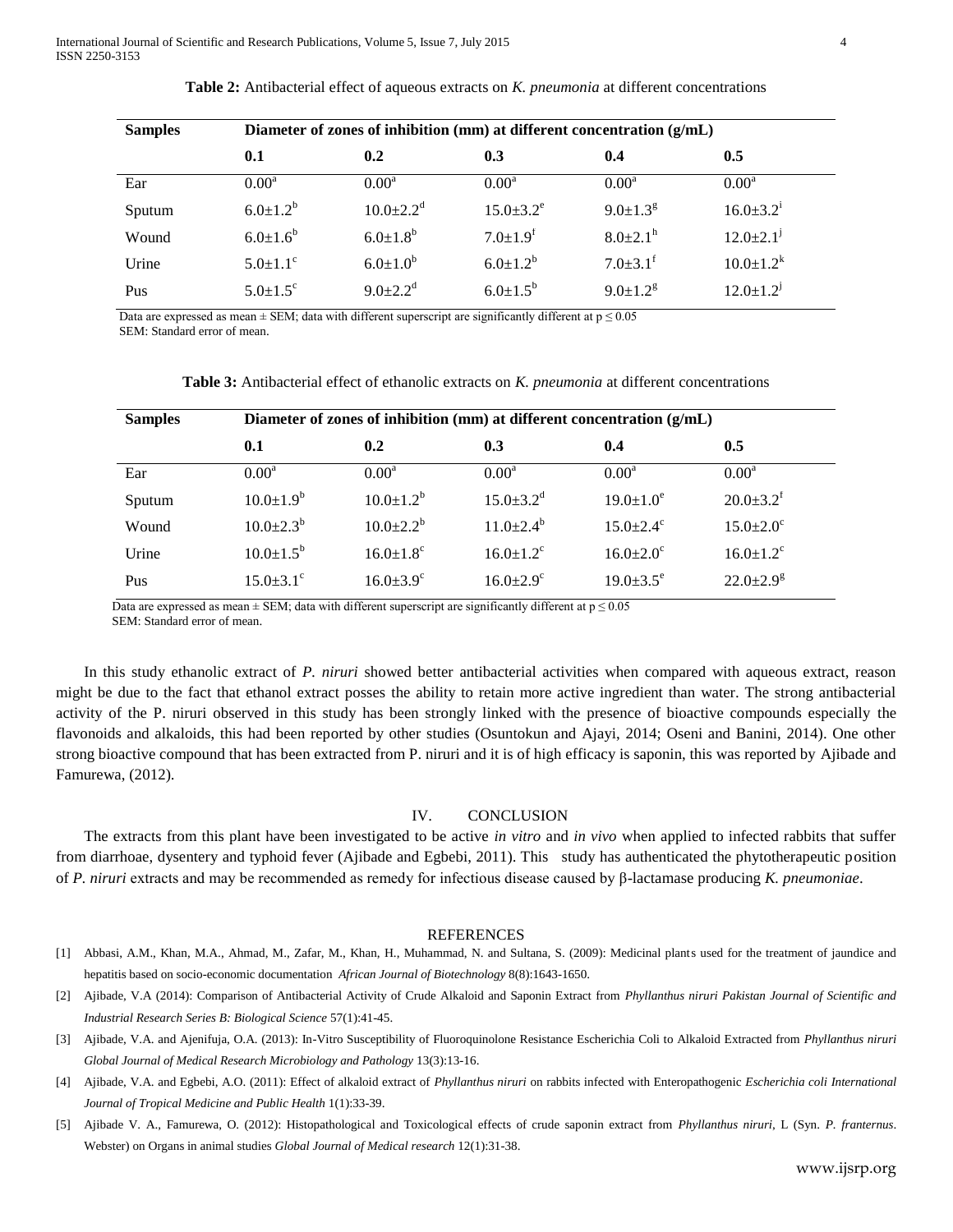**Table 2:** Antibacterial effect of aqueous extracts on *K. pneumonia* at different concentrations

| Samples | Diameter of zones of inhibition (mm) at different concentration (g/mL) | | | | |
|---|---|---|---|---|---|
| | **0.1** | **0.2** | **0.3** | **0.4** | **0.5** |
| Ear | $0.00^a$ | $0.00^a$ | $0.00^a$ | $0.00^a$ | $0.00^a$ |
| Sputum | $6.0\pm1.2^b$ | $10.0\pm2.2^d$ | $15.0\pm3.2^e$ | $9.0\pm1.3^g$ | $16.0\pm3.2^i$ |
| Wound | $6.0\pm1.6^b$ | $6.0\pm1.8^b$ | $7.0\pm1.9^f$ | $8.0\pm2.1^h$ | $12.0\pm2.1^j$ |
| Urine | $5.0\pm1.1^c$ | $6.0\pm1.0^b$ | $6.0\pm1.2^b$ | $7.0\pm3.1^f$ | $10.0\pm1.2^k$ |
| Pus | $5.0\pm1.5^c$ | $9.0\pm2.2^d$ | $6.0\pm1.5^b$ | $9.0\pm1.2^g$ | $12.0\pm1.2^j$ |

Data are expressed as mean ± SEM; data with different superscript are significantly different at $p \leq 0.05$
SEM: Standard error of mean.

**Table 3:** Antibacterial effect of ethanolic extracts on *K. pneumonia* at different concentrations

| Samples | Diameter of zones of inhibition (mm) at different concentration (g/mL) | | | | |
|---|---|---|---|---|---|
| | **0.1** | **0.2** | **0.3** | **0.4** | **0.5** |
| Ear | $0.00^a$ | $0.00^a$ | $0.00^a$ | $0.00^a$ | $0.00^a$ |
| Sputum | $10.0\pm1.9^b$ | $10.0\pm1.2^b$ | $15.0\pm3.2^d$ | $19.0\pm1.0^e$ | $20.0\pm3.2^f$ |
| Wound | $10.0\pm2.3^b$ | $10.0\pm2.2^b$ | $11.0\pm2.4^b$ | $15.0\pm2.4^c$ | $15.0\pm2.0^c$ |
| Urine | $10.0\pm1.5^b$ | $16.0\pm1.8^c$ | $16.0\pm1.2^c$ | $16.0\pm2.0^c$ | $16.0\pm1.2^c$ |
| Pus | $15.0\pm3.1^c$ | $16.0\pm3.9^c$ | $16.0\pm2.9^c$ | $19.0\pm3.5^e$ | $22.0\pm2.9^g$ |

Data are expressed as mean ± SEM; data with different superscript are significantly different at $p \leq 0.05$
SEM: Standard error of mean.

In this study ethanolic extract of *P. niruri* showed better antibacterial activities when compared with aqueous extract, reason might be due to the fact that ethanol extract posses the ability to retain more active ingredient than water. The strong antibacterial activity of the P. niruri observed in this study has been strongly linked with the presence of bioactive compounds especially the flavonoids and alkaloids, this had been reported by other studies (Osuntokun and Ajayi, 2014; Oseni and Banini, 2014). One other strong bioactive compound that has been extracted from P. niruri and it is of high efficacy is saponin, this was reported by Ajibade and Famurewa, (2012).

## IV. CONCLUSION

The extracts from this plant have been investigated to be active *in vitro* and *in vivo* when applied to infected rabbits that suffer from diarrhoae, dysentery and typhoid fever (Ajibade and Egbebi, 2011). This study has authenticated the phytotherapeutic position of *P. niruri* extracts and may be recommended as remedy for infectious disease caused by β-lactamase producing *K. pneumoniae*.

## REFERENCES

[1] Abbasi, A.M., Khan, M.A., Ahmad, M., Zafar, M., Khan, H., Muhammad, N. and Sultana, S. (2009): Medicinal plants used for the treatment of jaundice and hepatitis based on socio-economic documentation *African Journal of Biotechnology* 8(8):1643-1650.

[2] Ajibade, V.A (2014): Comparison of Antibacterial Activity of Crude Alkaloid and Saponin Extract from *Phyllanthus niruri Pakistan Journal of Scientific and Industrial Research Series B: Biological Science* 57(1):41-45.

[3] Ajibade, V.A. and Ajenifuja, O.A. (2013): In-Vitro Susceptibility of Fluoroquinolone Resistance Escherichia Coli to Alkaloid Extracted from *Phyllanthus niruri Global Journal of Medical Research Microbiology and Pathology* 13(3):13-16.

[4] Ajibade, V.A. and Egbebi, A.O. (2011): Effect of alkaloid extract of *Phyllanthus niruri* on rabbits infected with Enteropathogenic *Escherichia coli International Journal of Tropical Medicine and Public Health* 1(1):33-39.

[5] Ajibade V. A., Famurewa, O. (2012): Histopathological and Toxicological effects of crude saponin extract from *Phyllanthus niruri*, L (Syn. *P. franternus*. Webster) on Organs in animal studies *Global Journal of Medical research* 12(1):31-38.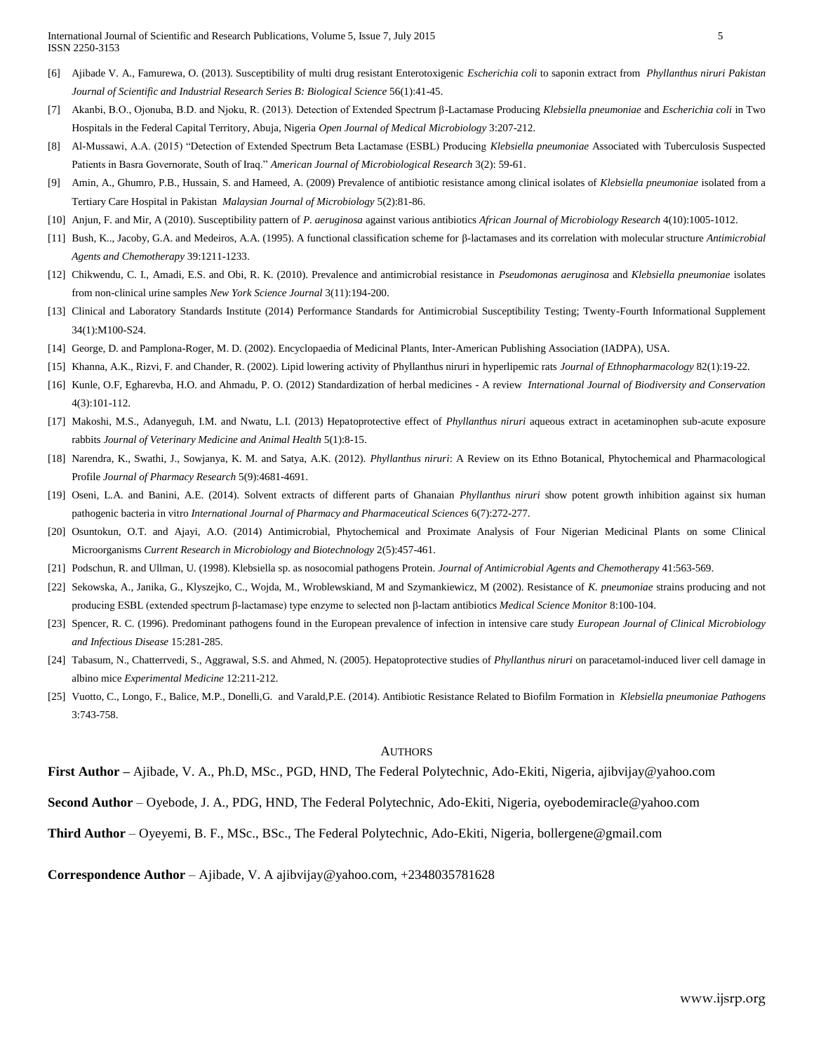[6] Ajibade V. A., Famurewa, O. (2013). Susceptibility of multi drug resistant Enterotoxigenic *Escherichia coli* to saponin extract from *Phyllanthus niruri Pakistan Journal of Scientific and Industrial Research Series B: Biological Science* 56(1):41-45.

[7] Akanbi, B.O., Ojonuba, B.D. and Njoku, R. (2013). Detection of Extended Spectrum β-Lactamase Producing *Klebsiella pneumoniae* and *Escherichia coli* in Two Hospitals in the Federal Capital Territory, Abuja, Nigeria *Open Journal of Medical Microbiology* 3:207-212.

[8] Al-Mussawi, A.A. (2015) "Detection of Extended Spectrum Beta Lactamase (ESBL) Producing *Klebsiella pneumoniae* Associated with Tuberculosis Suspected Patients in Basra Governorate, South of Iraq." *American Journal of Microbiological Research* 3(2): 59-61.

[9] Amin, A., Ghumro, P.B., Hussain, S. and Hameed, A. (2009) Prevalence of antibiotic resistance among clinical isolates of *Klebsiella pneumoniae* isolated from a Tertiary Care Hospital in Pakistan *Malaysian Journal of Microbiology* 5(2):81-86.

[10] Anjun, F. and Mir, A (2010). Susceptibility pattern of *P. aeruginosa* against various antibiotics *African Journal of Microbiology Research* 4(10):1005-1012.

[11] Bush, K.., Jacoby, G.A. and Medeiros, A.A. (1995). A functional classification scheme for β-lactamases and its correlation with molecular structure *Antimicrobial Agents and Chemotherapy* 39:1211-1233.

[12] Chikwendu, C. I., Amadi, E.S. and Obi, R. K. (2010). Prevalence and antimicrobial resistance in *Pseudomonas aeruginosa* and *Klebsiella pneumoniae* isolates from non-clinical urine samples *New York Science Journal* 3(11):194-200.

[13] Clinical and Laboratory Standards Institute (2014) Performance Standards for Antimicrobial Susceptibility Testing; Twenty-Fourth Informational Supplement 34(1):M100-S24.

[14] George, D. and Pamplona-Roger, M. D. (2002). Encyclopaedia of Medicinal Plants, Inter-American Publishing Association (IADPA), USA.

[15] Khanna, A.K., Rizvi, F. and Chander, R. (2002). Lipid lowering activity of Phyllanthus niruri in hyperlipemic rats *Journal of Ethnopharmacology* 82(1):19-22.

[16] Kunle, O.F, Egharevba, H.O. and Ahmadu, P. O. (2012) Standardization of herbal medicines - A review *International Journal of Biodiversity and Conservation* 4(3):101-112.

[17] Makoshi, M.S., Adanyeguh, I.M. and Nwatu, L.I. (2013) Hepatoprotective effect of *Phyllanthus niruri* aqueous extract in acetaminophen sub-acute exposure rabbits *Journal of Veterinary Medicine and Animal Health* 5(1):8-15.

[18] Narendra, K., Swathi, J., Sowjanya, K. M. and Satya, A.K. (2012). *Phyllanthus niruri*: A Review on its Ethno Botanical, Phytochemical and Pharmacological Profile *Journal of Pharmacy Research* 5(9):4681-4691.

[19] Oseni, L.A. and Banini, A.E. (2014). Solvent extracts of different parts of Ghanaian *Phyllanthus niruri* show potent growth inhibition against six human pathogenic bacteria in vitro *International Journal of Pharmacy and Pharmaceutical Sciences* 6(7):272-277.

[20] Osuntokun, O.T. and Ajayi, A.O. (2014) Antimicrobial, Phytochemical and Proximate Analysis of Four Nigerian Medicinal Plants on some Clinical Microorganisms *Current Research in Microbiology and Biotechnology* 2(5):457-461.

[21] Podschun, R. and Ullman, U. (1998). Klebsiella sp. as nosocomial pathogens Protein. *Journal of Antimicrobial Agents and Chemotherapy* 41:563-569.

[22] Sekowska, A., Janika, G., Klyszejko, C., Wojda, M., Wroblewskiand, M and Szymankiewicz, M (2002). Resistance of *K. pneumoniae* strains producing and not producing ESBL (extended spectrum β-lactamase) type enzyme to selected non β-lactam antibiotics *Medical Science Monitor* 8:100-104.

[23] Spencer, R. C. (1996). Predominant pathogens found in the European prevalence of infection in intensive care study *European Journal of Clinical Microbiology and Infectious Disease* 15:281-285.

[24] Tabasum, N., Chatterrvedi, S., Aggrawal, S.S. and Ahmed, N. (2005). Hepatoprotective studies of *Phyllanthus niruri* on paracetamol-induced liver cell damage in albino mice *Experimental Medicine* 12:211-212.

[25] Vuotto, C., Longo, F., Balice, M.P., Donelli,G. and Varald,P.E. (2014). Antibiotic Resistance Related to Biofilm Formation in *Klebsiella pneumoniae Pathogens* 3:743-758.

## AUTHORS

**First Author –** Ajibade, V. A., Ph.D, MSc., PGD, HND, The Federal Polytechnic, Ado-Ekiti, Nigeria, ajibvijay@yahoo.com

**Second Author** – Oyebode, J. A., PDG, HND, The Federal Polytechnic, Ado-Ekiti, Nigeria, oyebodemiracle@yahoo.com

**Third Author** – Oyeyemi, B. F., MSc., BSc., The Federal Polytechnic, Ado-Ekiti, Nigeria, bollergene@gmail.com

**Correspondence Author** – Ajibade, V. A ajibvijay@yahoo.com, +2348035781628